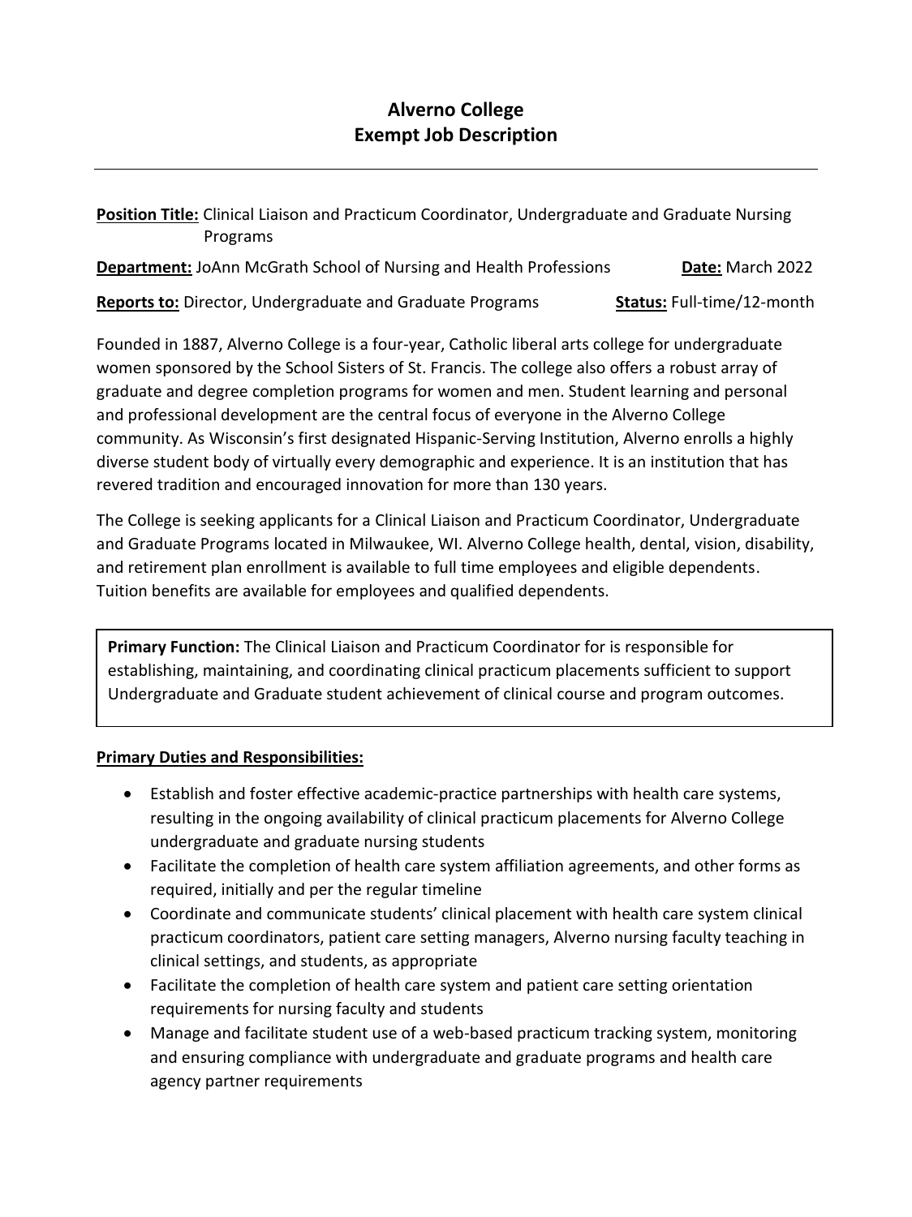# Alverno College
## Exempt Job Description

---

**Position Title:** Clinical Liaison and Practicum Coordinator, Undergraduate and Graduate Nursing Programs

**Department:** JoAnn McGrath School of Nursing and Health Professions **Date:** March 2022

**Reports to:** Director, Undergraduate and Graduate Programs **Status:** Full-time/12-month

Founded in 1887, Alverno College is a four-year, Catholic liberal arts college for undergraduate women sponsored by the School Sisters of St. Francis. The college also offers a robust array of graduate and degree completion programs for women and men. Student learning and personal and professional development are the central focus of everyone in the Alverno College community. As Wisconsin's first designated Hispanic-Serving Institution, Alverno enrolls a highly diverse student body of virtually every demographic and experience. It is an institution that has revered tradition and encouraged innovation for more than 130 years.

The College is seeking applicants for a Clinical Liaison and Practicum Coordinator, Undergraduate and Graduate Programs located in Milwaukee, WI. Alverno College health, dental, vision, disability, and retirement plan enrollment is available to full time employees and eligible dependents. Tuition benefits are available for employees and qualified dependents.

**Primary Function:** The Clinical Liaison and Practicum Coordinator for is responsible for establishing, maintaining, and coordinating clinical practicum placements sufficient to support Undergraduate and Graduate student achievement of clinical course and program outcomes.

**Primary Duties and Responsibilities:**

- Establish and foster effective academic-practice partnerships with health care systems, resulting in the ongoing availability of clinical practicum placements for Alverno College undergraduate and graduate nursing students
- Facilitate the completion of health care system affiliation agreements, and other forms as required, initially and per the regular timeline
- Coordinate and communicate students' clinical placement with health care system clinical practicum coordinators, patient care setting managers, Alverno nursing faculty teaching in clinical settings, and students, as appropriate
- Facilitate the completion of health care system and patient care setting orientation requirements for nursing faculty and students
- Manage and facilitate student use of a web-based practicum tracking system, monitoring and ensuring compliance with undergraduate and graduate programs and health care agency partner requirements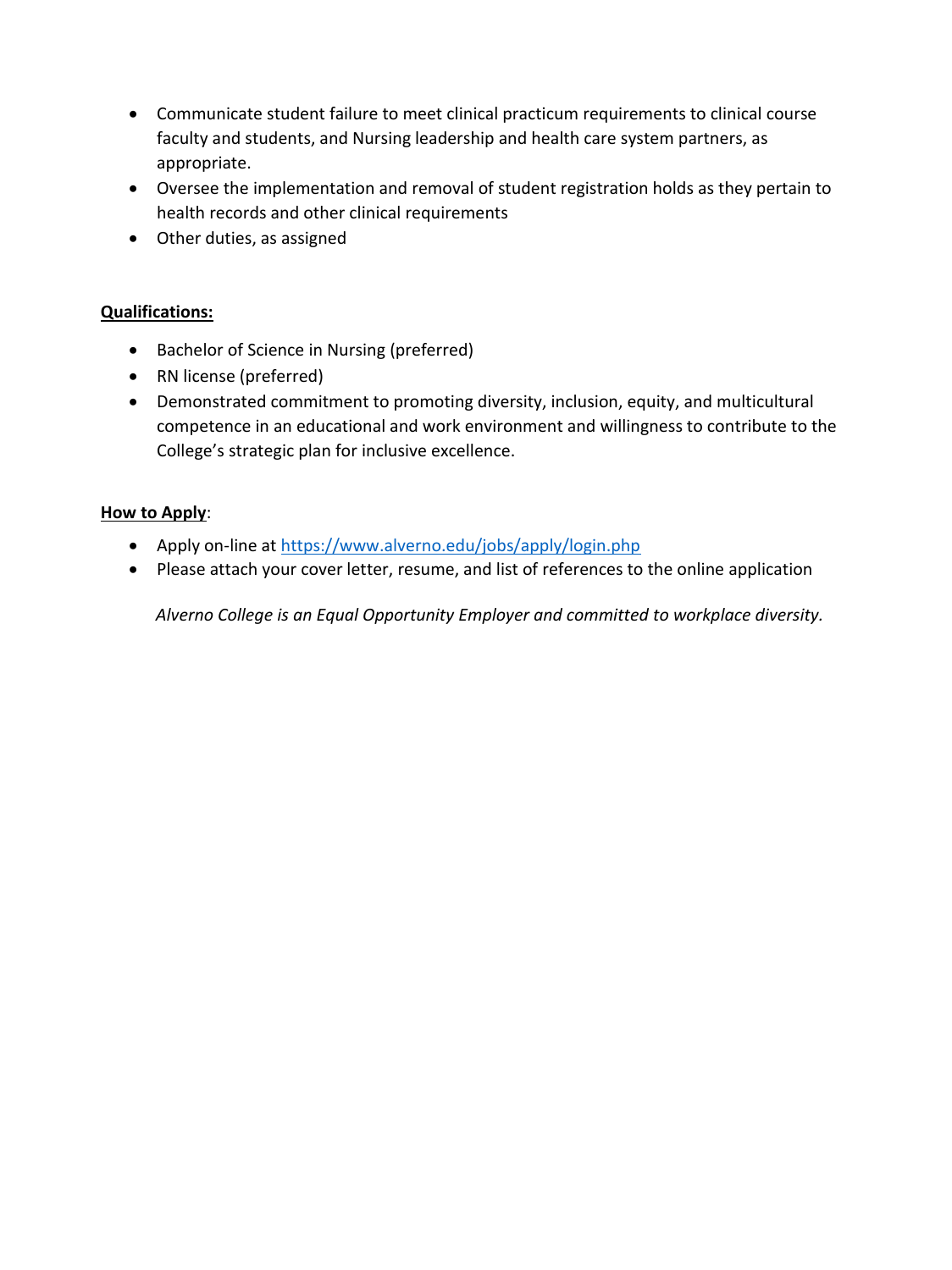- Communicate student failure to meet clinical practicum requirements to clinical course faculty and students, and Nursing leadership and health care system partners, as appropriate.
- Oversee the implementation and removal of student registration holds as they pertain to health records and other clinical requirements
- Other duties, as assigned

**Qualifications:**

- Bachelor of Science in Nursing (preferred)
- RN license (preferred)
- Demonstrated commitment to promoting diversity, inclusion, equity, and multicultural competence in an educational and work environment and willingness to contribute to the College's strategic plan for inclusive excellence.

**How to Apply**:

- Apply on-line at https://www.alverno.edu/jobs/apply/login.php
- Please attach your cover letter, resume, and list of references to the online application

*Alverno College is an Equal Opportunity Employer and committed to workplace diversity.*